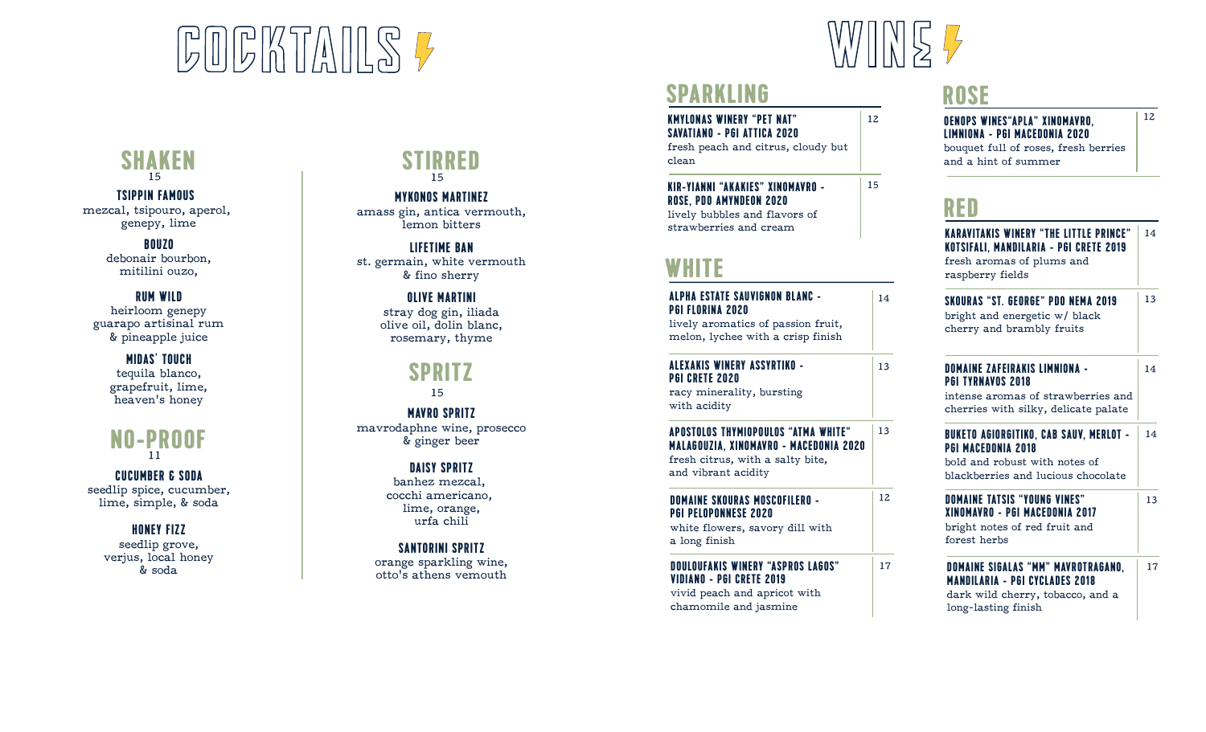# COCKTAILS

## SHAKEN
15

**TSIPPIN FAMOUS**
mezcal, tsipouro, aperol, genepy, lime

**BOUZO**
debonair bourbon, mitilini ouzo,

**RUM WILD**
heirloom genepy guarapo artisinal rum & pineapple juice

**MIDAS' TOUCH**
tequila blanco, grapefruit, lime, heaven's honey

## NO-PROOF
11

**CUCUMBER & SODA**
seedlip spice, cucumber, lime, simple, & soda

**HONEY FIZZ**
seedlip grove, verjus, local honey & soda

## STIRRED
15

**MYKONOS MARTINEZ**
amass gin, antica vermouth, lemon bitters

**LIFETIME BAN**
st. germain, white vermouth & fino sherry

**OLIVE MARTINI**
stray dog gin, iliada olive oil, dolin blanc, rosemary, thyme

## SPRITZ
15

**MAVRO SPRITZ**
mavrodaphne wine, prosecco & ginger beer

**DAISY SPRITZ**
banhez mezcal, cocchi americano, lime, orange, urfa chili

**SANTORINI SPRITZ**
orange sparkling wine, otto's athens vemouth

# WINE

## SPARKLING

**KMYLONAS WINERY "PET NAT" SAVATIANO - PGI ATTICA 2020** — 12
fresh peach and citrus, cloudy but clean

**KIR-YIANNI "AKAKIES" XINOMAVRO - ROSE, PDO AMYNDEON 2020** — 15
lively bubbles and flavors of strawberries and cream

## WHITE

**ALPHA ESTATE SAUVIGNON BLANC - PGI FLORINA 2020** — 14
lively aromatics of passion fruit, melon, lychee with a crisp finish

**ALEXAKIS WINERY ASSYRTIKO - PGI CRETE 2020** — 13
racy minerality, bursting with acidity

**APOSTOLOS THYMIOPOULOS "ATMA WHITE" MALAGOUZIA, XINOMAVRO - MACEDONIA 2020** — 13
fresh citrus, with a salty bite, and vibrant acidity

**DOMAINE SKOURAS MOSCOFILERO - PGI PELOPONNESE 2020** — 12
white flowers, savory dill with a long finish

**DOULOUFAKIS WINERY "ASPROS LAGOS" VIDIANO - PGI CRETE 2019** — 17
vivid peach and apricot with chamomile and jasmine

## ROSE

**OENOPS WINES"APLA" XINOMAVRO, LIMNIONA - PGI MACEDONIA 2020** — 12
bouquet full of roses, fresh berries and a hint of summer

## RED

**KARAVITAKIS WINERY "THE LITTLE PRINCE" KOTSIFALI, MANDILARIA - PGI CRETE 2019** — 14
fresh aromas of plums and raspberry fields

**SKOURAS "ST. GEORGE" PDO NEMA 2019** — 13
bright and energetic w/ black cherry and brambly fruits

**DOMAINE ZAFEIRAKIS LIMNIONA - PGI TYRNAVOS 2018** — 14
intense aromas of strawberries and cherries with silky, delicate palate

**BUKETO AGIORGITIKO, CAB SAUV, MERLOT - PGI MACEDONIA 2018** — 14
bold and robust with notes of blackberries and lucious chocolate

**DOMAINE TATSIS "YOUNG VINES" XINOMAVRO - PGI MACEDONIA 2017** — 13
bright notes of red fruit and forest herbs

**DOMAINE SIGALAS "MM" MAVROTRAGANO, MANDILARIA - PGI CYCLADES 2018** — 17
dark wild cherry, tobacco, and a long-lasting finish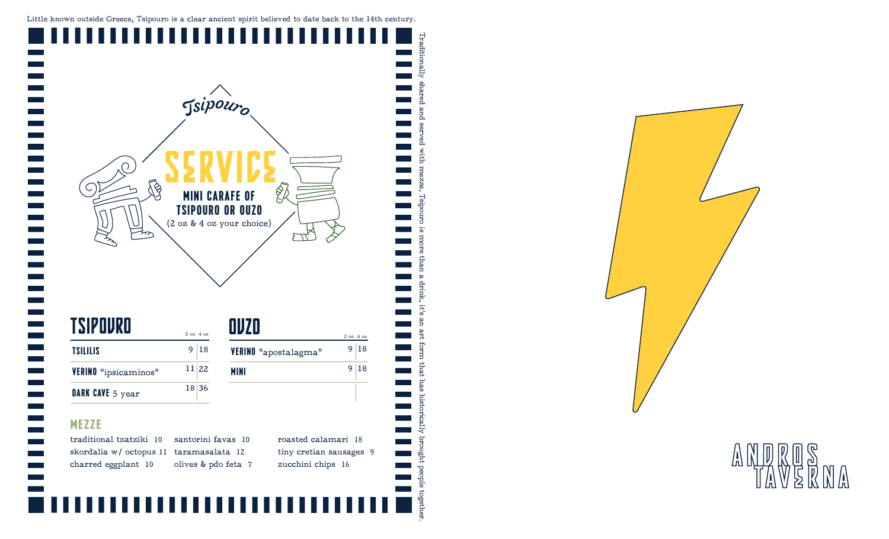Little known outside Greece, Tsipouro is a clear ancient spirit believed to date back to the 14th century.

## Tsipouro SERVICE

**MINI CARAFE OF TSIPOURO OR OUZO**
(2 oz & 4 oz your choice)

### TSIPOURO

| | 2 oz | 4 oz |
|---|---|---|
| **TSILILIS** | 9 | 18 |
| **VERINO** "ipsicaminos" | 11 | 22 |
| **DARK CAVE** 5 year | 18 | 36 |

### OUZO

| | 2 oz | 4 oz |
|---|---|---|
| **VERINO** "apostalagma" | 9 | 18 |
| **MINI** | 9 | 18 |

### MEZZE

- traditional tzatziki 10
- skordalia w/ octopus 11
- charred eggplant 10
- santorini favas 10
- taramasalata 12
- olives & pdo feta 7
- roasted calamari 18
- tiny cretian sausages 9
- zucchini chips 16

Traditionally shared and served with mezze, Tsipouro is more than a drink, it's an art form that has historically brought people together.

ANDROS TAVERNA